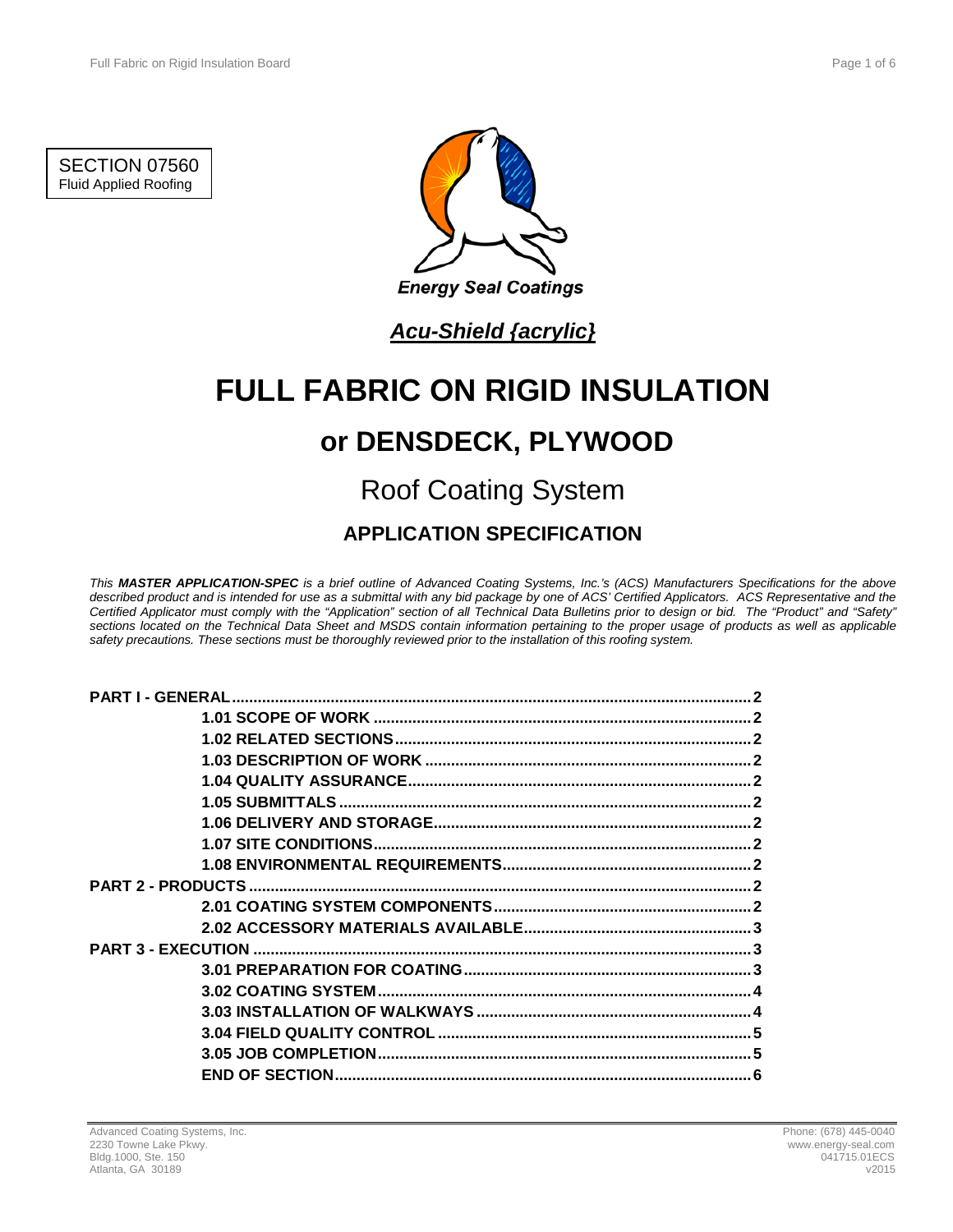SECTION 07560
Fluid Applied Roofing

Energy Seal Coatings

***Acu-Shield {acrylic}***

# FULL FABRIC ON RIGID INSULATION

## or DENSDECK, PLYWOOD

## Roof Coating System

### APPLICATION SPECIFICATION

*This **MASTER APPLICATION-SPEC** is a brief outline of Advanced Coating Systems, Inc.'s (ACS) Manufacturers Specifications for the above described product and is intended for use as a submittal with any bid package by one of ACS' Certified Applicators. ACS Representative and the Certified Applicator must comply with the "Application" section of all Technical Data Bulletins prior to design or bid. The "Product" and "Safety" sections located on the Technical Data Sheet and MSDS contain information pertaining to the proper usage of products as well as applicable safety precautions. These sections must be thoroughly reviewed prior to the installation of this roofing system.*

**PART I - GENERAL** .......... 2
- **1.01 SCOPE OF WORK** .......... 2
- **1.02 RELATED SECTIONS** .......... 2
- **1.03 DESCRIPTION OF WORK** .......... 2
- **1.04 QUALITY ASSURANCE** .......... 2
- **1.05 SUBMITTALS** .......... 2
- **1.06 DELIVERY AND STORAGE** .......... 2
- **1.07 SITE CONDITIONS** .......... 2
- **1.08 ENVIRONMENTAL REQUIREMENTS** .......... 2

**PART 2 - PRODUCTS** .......... 2
- **2.01 COATING SYSTEM COMPONENTS** .......... 2
- **2.02 ACCESSORY MATERIALS AVAILABLE** .......... 3

**PART 3 - EXECUTION** .......... 3
- **3.01 PREPARATION FOR COATING** .......... 3
- **3.02 COATING SYSTEM** .......... 4
- **3.03 INSTALLATION OF WALKWAYS** .......... 4
- **3.04 FIELD QUALITY CONTROL** .......... 5
- **3.05 JOB COMPLETION** .......... 5
- **END OF SECTION** .......... 6

Advanced Coating Systems, Inc.
2230 Towne Lake Pkwy.
Bldg.1000, Ste. 150
Atlanta, GA 30189

Phone: (678) 445-0040
www.energy-seal.com
041715.01ECS
v2015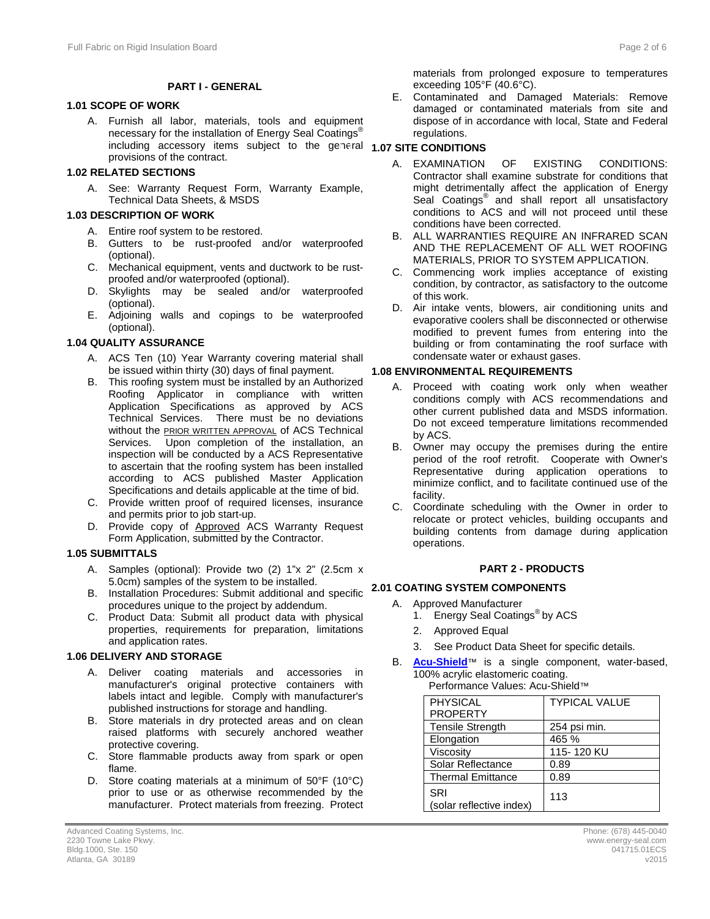## PART I - GENERAL

### 1.01 SCOPE OF WORK

A. Furnish all labor, materials, tools and equipment necessary for the installation of Energy Seal Coatings® including accessory items subject to the general provisions of the contract.

### 1.02 RELATED SECTIONS

A. See: Warranty Request Form, Warranty Example, Technical Data Sheets, & MSDS

### 1.03 DESCRIPTION OF WORK

A. Entire roof system to be restored.
B. Gutters to be rust-proofed and/or waterproofed (optional).
C. Mechanical equipment, vents and ductwork to be rust-proofed and/or waterproofed (optional).
D. Skylights may be sealed and/or waterproofed (optional).
E. Adjoining walls and copings to be waterproofed (optional).

### 1.04 QUALITY ASSURANCE

A. ACS Ten (10) Year Warranty covering material shall be issued within thirty (30) days of final payment.
B. This roofing system must be installed by an Authorized Roofing Applicator in compliance with written Application Specifications as approved by ACS Technical Services. There must be no deviations without the PRIOR WRITTEN APPROVAL of ACS Technical Services. Upon completion of the installation, an inspection will be conducted by a ACS Representative to ascertain that the roofing system has been installed according to ACS published Master Application Specifications and details applicable at the time of bid.
C. Provide written proof of required licenses, insurance and permits prior to job start-up.
D. Provide copy of Approved ACS Warranty Request Form Application, submitted by the Contractor.

### 1.05 SUBMITTALS

A. Samples (optional): Provide two (2) 1"x 2" (2.5cm x 5.0cm) samples of the system to be installed.
B. Installation Procedures: Submit additional and specific procedures unique to the project by addendum.
C. Product Data: Submit all product data with physical properties, requirements for preparation, limitations and application rates.

### 1.06 DELIVERY AND STORAGE

A. Deliver coating materials and accessories in manufacturer's original protective containers with labels intact and legible. Comply with manufacturer's published instructions for storage and handling.
B. Store materials in dry protected areas and on clean raised platforms with securely anchored weather protective covering.
C. Store flammable products away from spark or open flame.
D. Store coating materials at a minimum of 50°F (10°C) prior to use or as otherwise recommended by the manufacturer. Protect materials from freezing. Protect materials from prolonged exposure to temperatures exceeding 105°F (40.6°C).
E. Contaminated and Damaged Materials: Remove damaged or contaminated materials from site and dispose of in accordance with local, State and Federal regulations.

### 1.07 SITE CONDITIONS

A. EXAMINATION OF EXISTING CONDITIONS: Contractor shall examine substrate for conditions that might detrimentally affect the application of Energy Seal Coatings® and shall report all unsatisfactory conditions to ACS and will not proceed until these conditions have been corrected.
B. ALL WARRANTIES REQUIRE AN INFRARED SCAN AND THE REPLACEMENT OF ALL WET ROOFING MATERIALS, PRIOR TO SYSTEM APPLICATION.
C. Commencing work implies acceptance of existing condition, by contractor, as satisfactory to the outcome of this work.
D. Air intake vents, blowers, air conditioning units and evaporative coolers shall be disconnected or otherwise modified to prevent fumes from entering into the building or from contaminating the roof surface with condensate water or exhaust gases.

### 1.08 ENVIRONMENTAL REQUIREMENTS

A. Proceed with coating work only when weather conditions comply with ACS recommendations and other current published data and MSDS information. Do not exceed temperature limitations recommended by ACS.
B. Owner may occupy the premises during the entire period of the roof retrofit. Cooperate with Owner's Representative during application operations to minimize conflict, and to facilitate continued use of the facility.
C. Coordinate scheduling with the Owner in order to relocate or protect vehicles, building occupants and building contents from damage during application operations.

## PART 2 - PRODUCTS

### 2.01 COATING SYSTEM COMPONENTS

A. Approved Manufacturer
   1. Energy Seal Coatings® by ACS
   2. Approved Equal
   3. See Product Data Sheet for specific details.
B. **Acu-Shield**™ is a single component, water-based, 100% acrylic elastomeric coating.

Performance Values: Acu-Shield™

| PHYSICAL PROPERTY | TYPICAL VALUE |
|---|---|
| Tensile Strength | 254 psi min. |
| Elongation | 465 % |
| Viscosity | 115- 120 KU |
| Solar Reflectance | 0.89 |
| Thermal Emittance | 0.89 |
| SRI (solar reflective index) | 113 |

Advanced Coating Systems, Inc.
2230 Towne Lake Pkwy.
Bldg.1000, Ste. 150
Atlanta, GA 30189

Phone: (678) 445-0040
www.energy-seal.com
041715.01ECS
v2015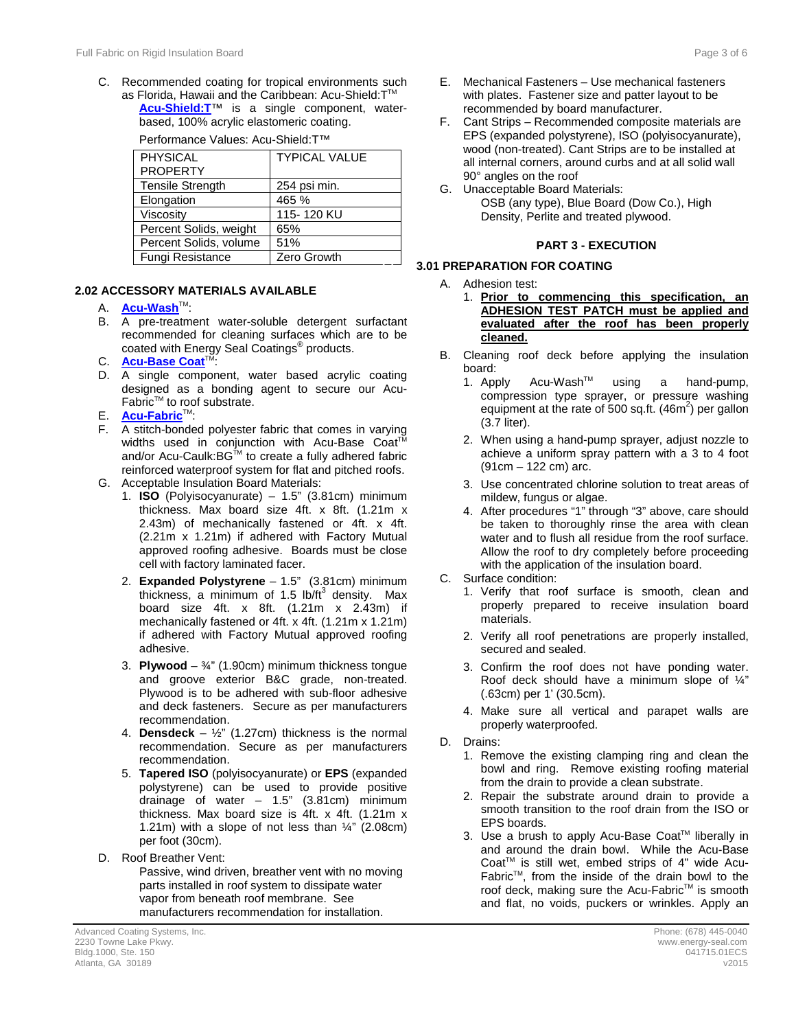C. Recommended coating for tropical environments such as Florida, Hawaii and the Caribbean: Acu-Shield:T™

   **Acu-Shield:T**™ is a single component, water-based, 100% acrylic elastomeric coating.

   Performance Values: Acu-Shield:T™

| PHYSICAL PROPERTY | TYPICAL VALUE |
|---|---|
| Tensile Strength | 254 psi min. |
| Elongation | 465 % |
| Viscosity | 115- 120 KU |
| Percent Solids, weight | 65% |
| Percent Solids, volume | 51% |
| Fungi Resistance | Zero Growth |

### 2.02 ACCESSORY MATERIALS AVAILABLE

A. **Acu-Wash**™:

B. A pre-treatment water-soluble detergent surfactant recommended for cleaning surfaces which are to be coated with Energy Seal Coatings® products.

C. **Acu-Base Coat**™:

D. A single component, water based acrylic coating designed as a bonding agent to secure our Acu-Fabric™ to roof substrate.

E. **Acu-Fabric**™:

F. A stitch-bonded polyester fabric that comes in varying widths used in conjunction with Acu-Base Coat™ and/or Acu-Caulk:BG™ to create a fully adhered fabric reinforced waterproof system for flat and pitched roofs.

G. Acceptable Insulation Board Materials:
   1. **ISO** (Polyisocyanurate) – 1.5" (3.81cm) minimum thickness. Max board size 4ft. x 8ft. (1.21m x 2.43m) of mechanically fastened or 4ft. x 4ft. (2.21m x 1.21m) if adhered with Factory Mutual approved roofing adhesive. Boards must be close cell with factory laminated facer.
   2. **Expanded Polystyrene** – 1.5" (3.81cm) minimum thickness, a minimum of 1.5 $lb/ft^3$ density. Max board size 4ft. x 8ft. (1.21m x 2.43m) if mechanically fastened or 4ft. x 4ft. (1.21m x 1.21m) if adhered with Factory Mutual approved roofing adhesive.
   3. **Plywood** – ¾" (1.90cm) minimum thickness tongue and groove exterior B&C grade, non-treated. Plywood is to be adhered with sub-floor adhesive and deck fasteners. Secure as per manufacturers recommendation.
   4. **Densdeck** – ½" (1.27cm) thickness is the normal recommendation. Secure as per manufacturers recommendation.
   5. **Tapered ISO** (polyisocyanurate) or **EPS** (expanded polystyrene) can be used to provide positive drainage of water – 1.5" (3.81cm) minimum thickness. Max board size is 4ft. x 4ft. (1.21m x 1.21m) with a slope of not less than ¼" (2.08cm) per foot (30cm).

D. Roof Breather Vent:

   Passive, wind driven, breather vent with no moving parts installed in roof system to dissipate water vapor from beneath roof membrane. See manufacturers recommendation for installation.

E. Mechanical Fasteners – Use mechanical fasteners with plates. Fastener size and patter layout to be recommended by board manufacturer.

F. Cant Strips – Recommended composite materials are EPS (expanded polystyrene), ISO (polyisocyanurate), wood (non-treated). Cant Strips are to be installed at all internal corners, around curbs and at all solid wall 90° angles on the roof

G. Unacceptable Board Materials:

   OSB (any type), Blue Board (Dow Co.), High Density, Perlite and treated plywood.

## PART 3 - EXECUTION

### 3.01 PREPARATION FOR COATING

A. Adhesion test:
   1. **Prior to commencing this specification, an ADHESION TEST PATCH must be applied and evaluated after the roof has been properly cleaned.**

B. Cleaning roof deck before applying the insulation board:
   1. Apply Acu-Wash™ using a hand-pump, compression type sprayer, or pressure washing equipment at the rate of 500 sq.ft. ($46m^2$) per gallon (3.7 liter).
   2. When using a hand-pump sprayer, adjust nozzle to achieve a uniform spray pattern with a 3 to 4 foot (91cm – 122 cm) arc.
   3. Use concentrated chlorine solution to treat areas of mildew, fungus or algae.
   4. After procedures "1" through "3" above, care should be taken to thoroughly rinse the area with clean water and to flush all residue from the roof surface. Allow the roof to dry completely before proceeding with the application of the insulation board.

C. Surface condition:
   1. Verify that roof surface is smooth, clean and properly prepared to receive insulation board materials.
   2. Verify all roof penetrations are properly installed, secured and sealed.
   3. Confirm the roof does not have ponding water. Roof deck should have a minimum slope of ¼" (.63cm) per 1' (30.5cm).
   4. Make sure all vertical and parapet walls are properly waterproofed.

D. Drains:
   1. Remove the existing clamping ring and clean the bowl and ring. Remove existing roofing material from the drain to provide a clean substrate.
   2. Repair the substrate around drain to provide a smooth transition to the roof drain from the ISO or EPS boards.
   3. Use a brush to apply Acu-Base Coat™ liberally in and around the drain bowl. While the Acu-Base Coat™ is still wet, embed strips of 4" wide Acu-Fabric™, from the inside of the drain bowl to the roof deck, making sure the Acu-Fabric™ is smooth and flat, no voids, puckers or wrinkles. Apply an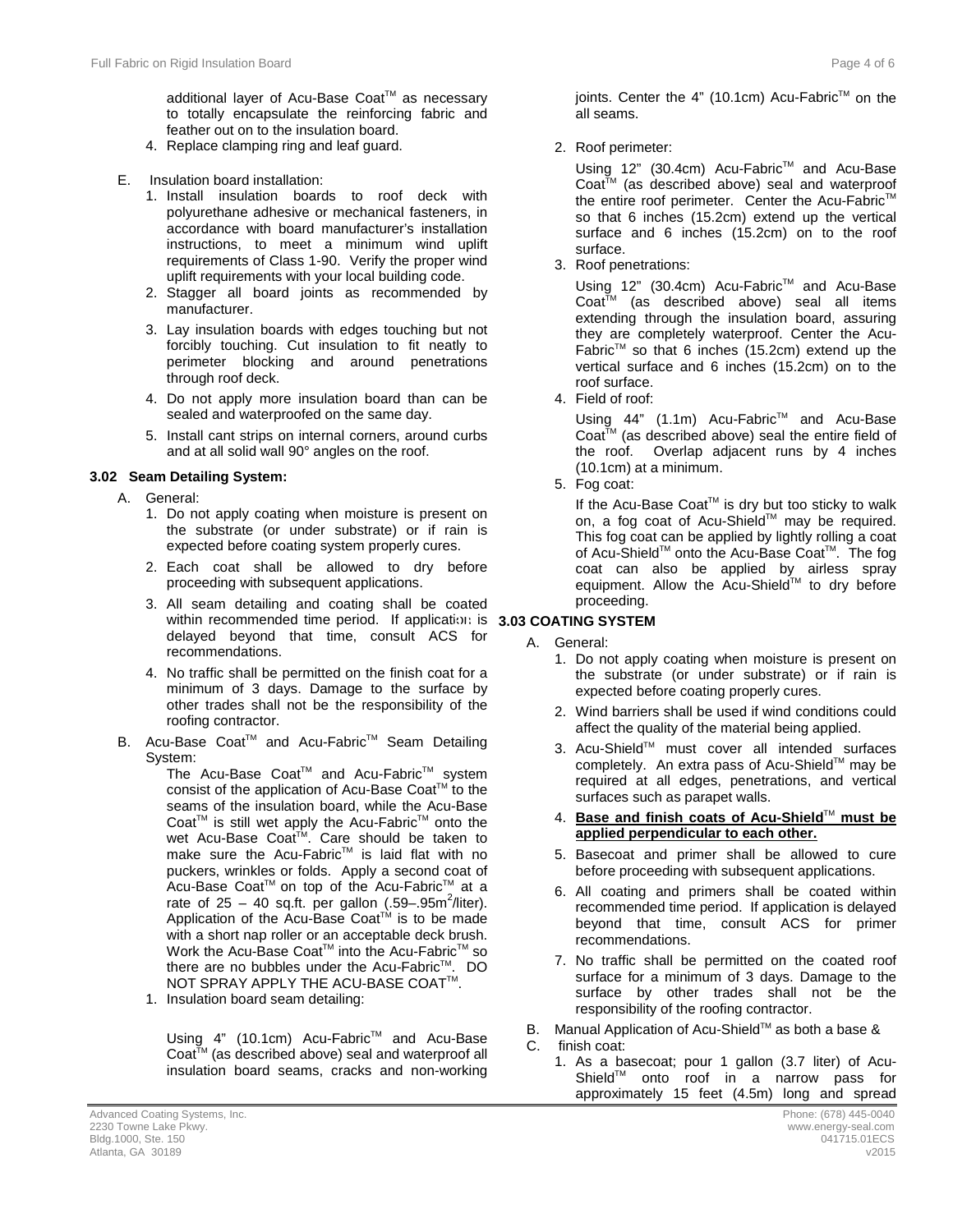additional layer of Acu-Base Coat™ as necessary to totally encapsulate the reinforcing fabric and feather out on to the insulation board.

4. Replace clamping ring and leaf guard.

E. Insulation board installation:

1. Install insulation boards to roof deck with polyurethane adhesive or mechanical fasteners, in accordance with board manufacturer's installation instructions, to meet a minimum wind uplift requirements of Class 1-90. Verify the proper wind uplift requirements with your local building code.
2. Stagger all board joints as recommended by manufacturer.
3. Lay insulation boards with edges touching but not forcibly touching. Cut insulation to fit neatly to perimeter blocking and around penetrations through roof deck.
4. Do not apply more insulation board than can be sealed and waterproofed on the same day.
5. Install cant strips on internal corners, around curbs and at all solid wall 90° angles on the roof.

### 3.02 Seam Detailing System:

A. General:

1. Do not apply coating when moisture is present on the substrate (or under substrate) or if rain is expected before coating system properly cures.
2. Each coat shall be allowed to dry before proceeding with subsequent applications.
3. All seam detailing and coating shall be coated within recommended time period. If application is delayed beyond that time, consult ACS for recommendations.
4. No traffic shall be permitted on the finish coat for a minimum of 3 days. Damage to the surface by other trades shall not be the responsibility of the roofing contractor.

B. Acu-Base Coat™ and Acu-Fabric™ Seam Detailing System:

The Acu-Base Coat™ and Acu-Fabric™ system consist of the application of Acu-Base Coat™ to the seams of the insulation board, while the Acu-Base Coat™ is still wet apply the Acu-Fabric™ onto the wet Acu-Base Coat™. Care should be taken to make sure the Acu-Fabric™ is laid flat with no puckers, wrinkles or folds. Apply a second coat of Acu-Base Coat™ on top of the Acu-Fabric™ at a rate of 25 – 40 sq.ft. per gallon (.59–.95m$^2$/liter). Application of the Acu-Base Coat™ is to be made with a short nap roller or an acceptable deck brush. Work the Acu-Base Coat™ into the Acu-Fabric™ so there are no bubbles under the Acu-Fabric™. DO NOT SPRAY APPLY THE ACU-BASE COAT™.

1. Insulation board seam detailing:

   Using 4" (10.1cm) Acu-Fabric™ and Acu-Base Coat™ (as described above) seal and waterproof all insulation board seams, cracks and non-working joints. Center the 4" (10.1cm) Acu-Fabric™ on the all seams.

2. Roof perimeter:

   Using 12" (30.4cm) Acu-Fabric™ and Acu-Base Coat™ (as described above) seal and waterproof the entire roof perimeter. Center the Acu-Fabric™ so that 6 inches (15.2cm) extend up the vertical surface and 6 inches (15.2cm) on to the roof surface.

3. Roof penetrations:

   Using 12" (30.4cm) Acu-Fabric™ and Acu-Base Coat™ (as described above) seal all items extending through the insulation board, assuring they are completely waterproof. Center the Acu-Fabric™ so that 6 inches (15.2cm) extend up the vertical surface and 6 inches (15.2cm) on to the roof surface.

4. Field of roof:

   Using 44" (1.1m) Acu-Fabric™ and Acu-Base Coat™ (as described above) seal the entire field of the roof. Overlap adjacent runs by 4 inches (10.1cm) at a minimum.

5. Fog coat:

   If the Acu-Base Coat™ is dry but too sticky to walk on, a fog coat of Acu-Shield™ may be required. This fog coat can be applied by lightly rolling a coat of Acu-Shield™ onto the Acu-Base Coat™. The fog coat can also be applied by airless spray equipment. Allow the Acu-Shield™ to dry before proceeding.

### 3.03 COATING SYSTEM

A. General:

1. Do not apply coating when moisture is present on the substrate (or under substrate) or if rain is expected before coating properly cures.
2. Wind barriers shall be used if wind conditions could affect the quality of the material being applied.
3. Acu-Shield™ must cover all intended surfaces completely. An extra pass of Acu-Shield™ may be required at all edges, penetrations, and vertical surfaces such as parapet walls.
4. **Base and finish coats of Acu-Shield™ must be applied perpendicular to each other.**
5. Basecoat and primer shall be allowed to cure before proceeding with subsequent applications.
6. All coating and primers shall be coated within recommended time period. If application is delayed beyond that time, consult ACS for primer recommendations.
7. No traffic shall be permitted on the coated roof surface for a minimum of 3 days. Damage to the surface by other trades shall not be the responsibility of the roofing contractor.

B. Manual Application of Acu-Shield™ as both a base &
C. finish coat:

1. As a basecoat; pour 1 gallon (3.7 liter) of Acu-Shield™ onto roof in a narrow pass for approximately 15 feet (4.5m) long and spread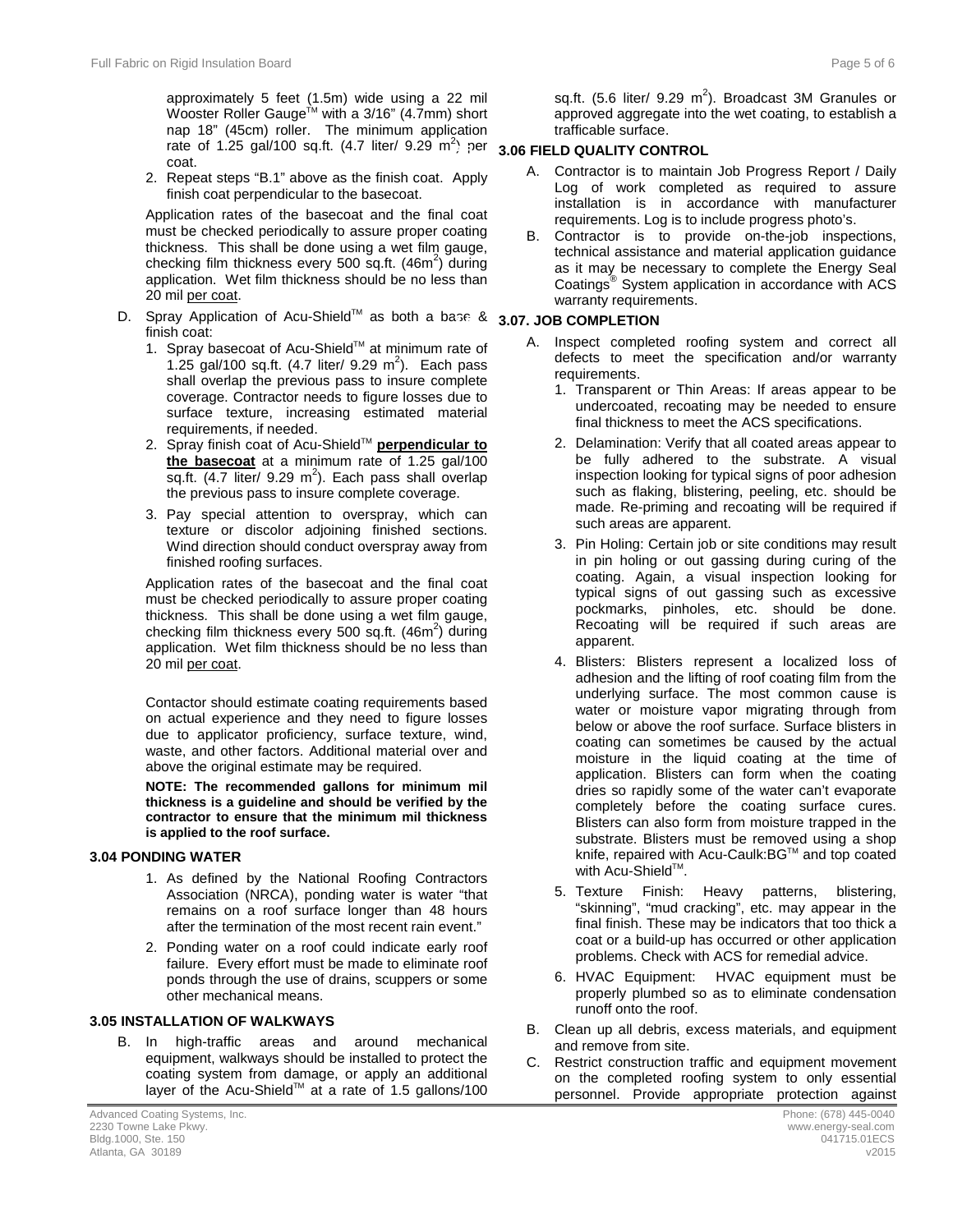approximately 5 feet (1.5m) wide using a 22 mil Wooster Roller Gauge™ with a 3/16" (4.7mm) short nap 18" (45cm) roller. The minimum application rate of 1.25 gal/100 sq.ft. (4.7 liter/ 9.29 $m^2$) per coat.

2. Repeat steps "B.1" above as the finish coat. Apply finish coat perpendicular to the basecoat.

Application rates of the basecoat and the final coat must be checked periodically to assure proper coating thickness. This shall be done using a wet film gauge, checking film thickness every 500 sq.ft. (46$m^2$) during application. Wet film thickness should be no less than 20 mil <u>per coat</u>.

D. Spray Application of Acu-Shield™ as both a base & finish coat:

1. Spray basecoat of Acu-Shield™ at minimum rate of 1.25 gal/100 sq.ft. (4.7 liter/ 9.29 $m^2$). Each pass shall overlap the previous pass to insure complete coverage. Contractor needs to figure losses due to surface texture, increasing estimated material requirements, if needed.
2. Spray finish coat of Acu-Shield™ **<u>perpendicular to the basecoat</u>** at a minimum rate of 1.25 gal/100 sq.ft. (4.7 liter/ 9.29 $m^2$). Each pass shall overlap the previous pass to insure complete coverage.
3. Pay special attention to overspray, which can texture or discolor adjoining finished sections. Wind direction should conduct overspray away from finished roofing surfaces.

Application rates of the basecoat and the final coat must be checked periodically to assure proper coating thickness. This shall be done using a wet film gauge, checking film thickness every 500 sq.ft. (46$m^2$) during application. Wet film thickness should be no less than 20 mil <u>per coat</u>.

Contactor should estimate coating requirements based on actual experience and they need to figure losses due to applicator proficiency, surface texture, wind, waste, and other factors. Additional material over and above the original estimate may be required.

**NOTE: The recommended gallons for minimum mil thickness is a guideline and should be verified by the contractor to ensure that the minimum mil thickness is applied to the roof surface.**

### 3.04 PONDING WATER

1. As defined by the National Roofing Contractors Association (NRCA), ponding water is water "that remains on a roof surface longer than 48 hours after the termination of the most recent rain event."
2. Ponding water on a roof could indicate early roof failure. Every effort must be made to eliminate roof ponds through the use of drains, scuppers or some other mechanical means.

### 3.05 INSTALLATION OF WALKWAYS

B. In high-traffic areas and around mechanical equipment, walkways should be installed to protect the coating system from damage, or apply an additional layer of the Acu-Shield™ at a rate of 1.5 gallons/100 sq.ft. (5.6 liter/ 9.29 $m^2$). Broadcast 3M Granules or approved aggregate into the wet coating, to establish a trafficable surface.

### 3.06 FIELD QUALITY CONTROL

A. Contractor is to maintain Job Progress Report / Daily Log of work completed as required to assure installation is in accordance with manufacturer requirements. Log is to include progress photo's.

B. Contractor is to provide on-the-job inspections, technical assistance and material application guidance as it may be necessary to complete the Energy Seal Coatings® System application in accordance with ACS warranty requirements.

### 3.07. JOB COMPLETION

A. Inspect completed roofing system and correct all defects to meet the specification and/or warranty requirements.

1. Transparent or Thin Areas: If areas appear to be undercoated, recoating may be needed to ensure final thickness to meet the ACS specifications.
2. Delamination: Verify that all coated areas appear to be fully adhered to the substrate. A visual inspection looking for typical signs of poor adhesion such as flaking, blistering, peeling, etc. should be made. Re-priming and recoating will be required if such areas are apparent.
3. Pin Holing: Certain job or site conditions may result in pin holing or out gassing during curing of the coating. Again, a visual inspection looking for typical signs of out gassing such as excessive pockmarks, pinholes, etc. should be done. Recoating will be required if such areas are apparent.
4. Blisters: Blisters represent a localized loss of adhesion and the lifting of roof coating film from the underlying surface. The most common cause is water or moisture vapor migrating through from below or above the roof surface. Surface blisters in coating can sometimes be caused by the actual moisture in the liquid coating at the time of application. Blisters can form when the coating dries so rapidly some of the water can't evaporate completely before the coating surface cures. Blisters can also form from moisture trapped in the substrate. Blisters must be removed using a shop knife, repaired with Acu-Caulk:BG™ and top coated with Acu-Shield™.
5. Texture Finish: Heavy patterns, blistering, "skinning", "mud cracking", etc. may appear in the final finish. These may be indicators that too thick a coat or a build-up has occurred or other application problems. Check with ACS for remedial advice.
6. HVAC Equipment: HVAC equipment must be properly plumbed so as to eliminate condensation runoff onto the roof.

B. Clean up all debris, excess materials, and equipment and remove from site.

C. Restrict construction traffic and equipment movement on the completed roofing system to only essential personnel. Provide appropriate protection against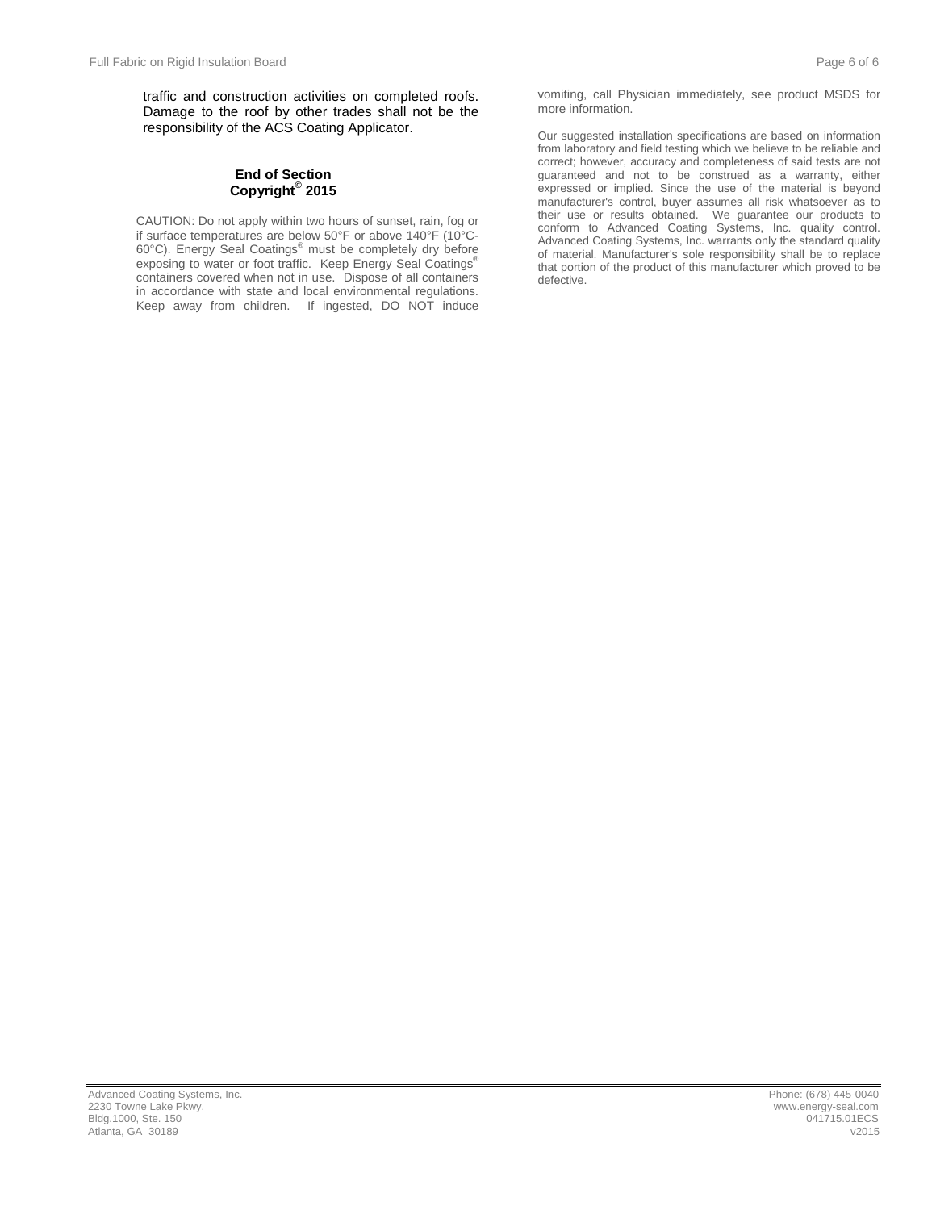traffic and construction activities on completed roofs. Damage to the roof by other trades shall not be the responsibility of the ACS Coating Applicator.

**End of Section**
**Copyright© 2015**

CAUTION: Do not apply within two hours of sunset, rain, fog or if surface temperatures are below 50°F or above 140°F (10°C-60°C). Energy Seal Coatings® must be completely dry before exposing to water or foot traffic. Keep Energy Seal Coatings® containers covered when not in use. Dispose of all containers in accordance with state and local environmental regulations. Keep away from children. If ingested, DO NOT induce vomiting, call Physician immediately, see product MSDS for more information.

Our suggested installation specifications are based on information from laboratory and field testing which we believe to be reliable and correct; however, accuracy and completeness of said tests are not guaranteed and not to be construed as a warranty, either expressed or implied. Since the use of the material is beyond manufacturer's control, buyer assumes all risk whatsoever as to their use or results obtained. We guarantee our products to conform to Advanced Coating Systems, Inc. quality control. Advanced Coating Systems, Inc. warrants only the standard quality of material. Manufacturer's sole responsibility shall be to replace that portion of the product of this manufacturer which proved to be defective.